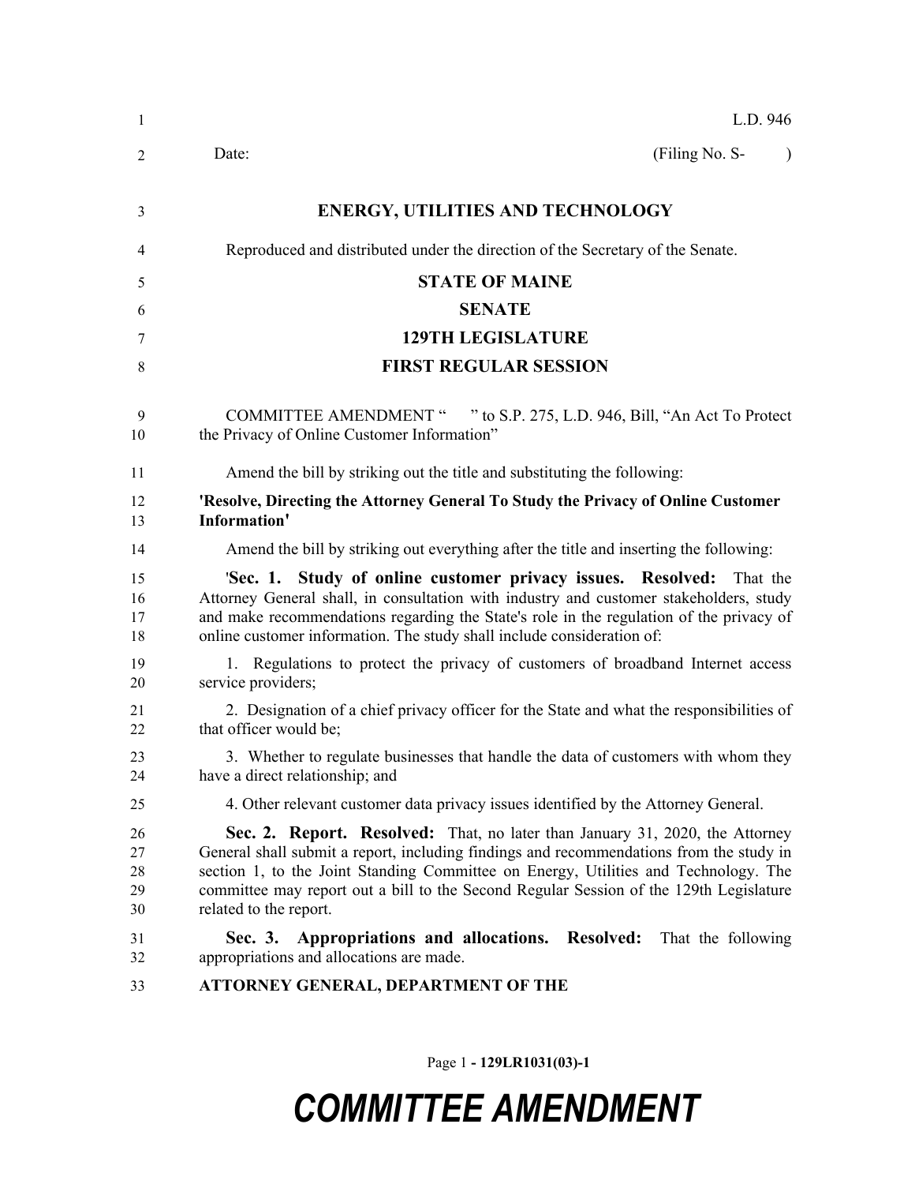L.D. 946

Date: (Filing No. S- )

# ENERGY, UTILITIES AND TECHNOLOGY

Reproduced and distributed under the direction of the Secretary of the Senate.

## STATE OF MAINE

## SENATE

## 129TH LEGISLATURE

## FIRST REGULAR SESSION

COMMITTEE AMENDMENT " " to S.P. 275, L.D. 946, Bill, "An Act To Protect the Privacy of Online Customer Information"

Amend the bill by striking out the title and substituting the following:

**'Resolve, Directing the Attorney General To Study the Privacy of Online Customer Information'**

Amend the bill by striking out everything after the title and inserting the following:

'**Sec. 1. Study of online customer privacy issues. Resolved:** That the Attorney General shall, in consultation with industry and customer stakeholders, study and make recommendations regarding the State's role in the regulation of the privacy of online customer information. The study shall include consideration of:

1. Regulations to protect the privacy of customers of broadband Internet access service providers;

2. Designation of a chief privacy officer for the State and what the responsibilities of that officer would be;

3. Whether to regulate businesses that handle the data of customers with whom they have a direct relationship; and

4. Other relevant customer data privacy issues identified by the Attorney General.

**Sec. 2. Report. Resolved:** That, no later than January 31, 2020, the Attorney General shall submit a report, including findings and recommendations from the study in section 1, to the Joint Standing Committee on Energy, Utilities and Technology. The committee may report out a bill to the Second Regular Session of the 129th Legislature related to the report.

**Sec. 3. Appropriations and allocations. Resolved:** That the following appropriations and allocations are made.

**ATTORNEY GENERAL, DEPARTMENT OF THE**

**129LR1031(03)-1**

# *COMMITTEE AMENDMENT*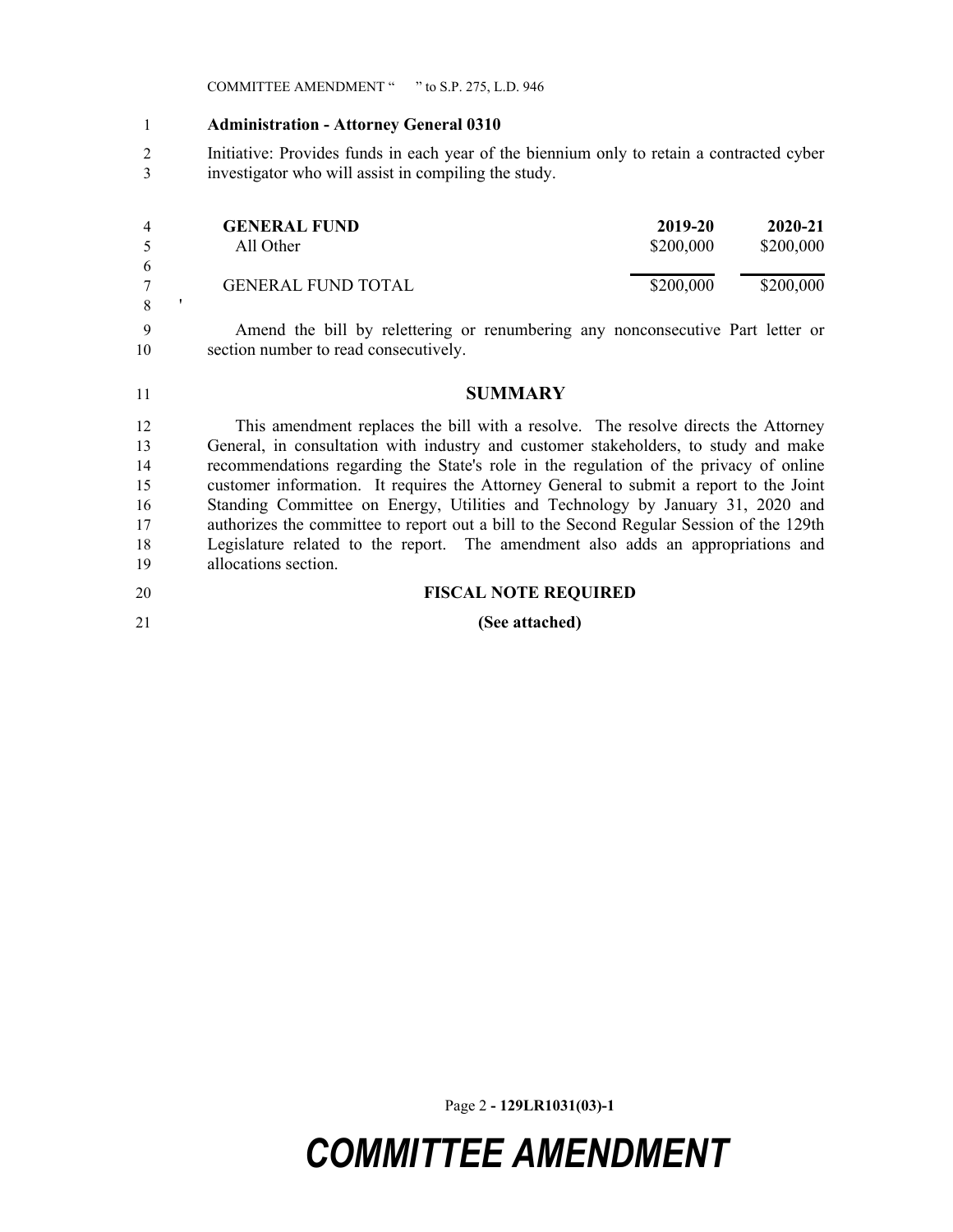**Administration - Attorney General 0310**

Initiative: Provides funds in each year of the biennium only to retain a contracted cyber investigator who will assist in compiling the study.

| GENERAL FUND | 2019-20 | 2020-21 |
|---|---|---|
| All Other | $200,000 | $200,000 |
| GENERAL FUND TOTAL | $200,000 | $200,000 |

'

Amend the bill by relettering or renumbering any nonconsecutive Part letter or section number to read consecutively.

## SUMMARY

This amendment replaces the bill with a resolve. The resolve directs the Attorney General, in consultation with industry and customer stakeholders, to study and make recommendations regarding the State's role in the regulation of the privacy of online customer information. It requires the Attorney General to submit a report to the Joint Standing Committee on Energy, Utilities and Technology by January 31, 2020 and authorizes the committee to report out a bill to the Second Regular Session of the 129th Legislature related to the report. The amendment also adds an appropriations and allocations section.

**FISCAL NOTE REQUIRED**

**(See attached)**